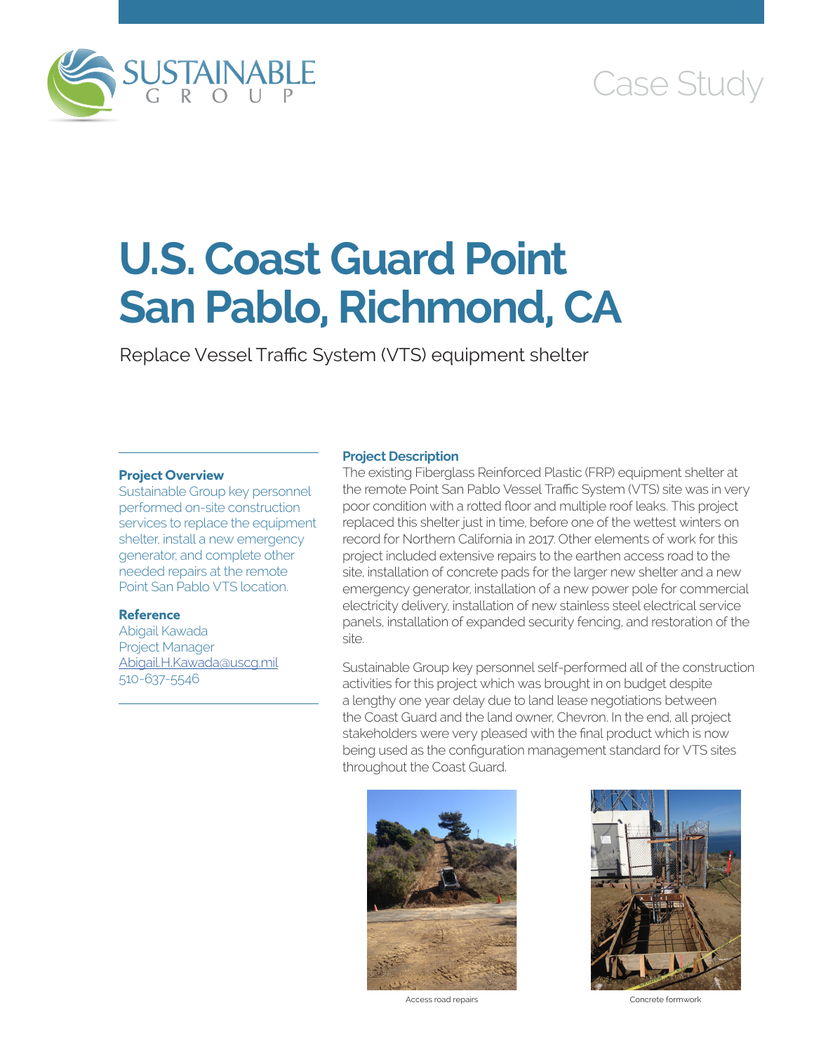SUSTAINABLE GROUP

Case Study

# U.S. Coast Guard Point San Pablo, Richmond, CA

Replace Vessel Traffic System (VTS) equipment shelter

**Project Overview**

Sustainable Group key personnel performed on-site construction services to replace the equipment shelter, install a new emergency generator, and complete other needed repairs at the remote Point San Pablo VTS location.

**Reference**

Abigail Kawada
Project Manager
Abigail.H.Kawada@uscg.mil
510-637-5546

**Project Description**

The existing Fiberglass Reinforced Plastic (FRP) equipment shelter at the remote Point San Pablo Vessel Traffic System (VTS) site was in very poor condition with a rotted floor and multiple roof leaks. This project replaced this shelter just in time, before one of the wettest winters on record for Northern California in 2017. Other elements of work for this project included extensive repairs to the earthen access road to the site, installation of concrete pads for the larger new shelter and a new emergency generator, installation of a new power pole for commercial electricity delivery, installation of new stainless steel electrical service panels, installation of expanded security fencing, and restoration of the site.

Sustainable Group key personnel self-performed all of the construction activities for this project which was brought in on budget despite a lengthy one year delay due to land lease negotiations between the Coast Guard and the land owner, Chevron. In the end, all project stakeholders were very pleased with the final product which is now being used as the configuration management standard for VTS sites throughout the Coast Guard.

Access road repairs

Concrete formwork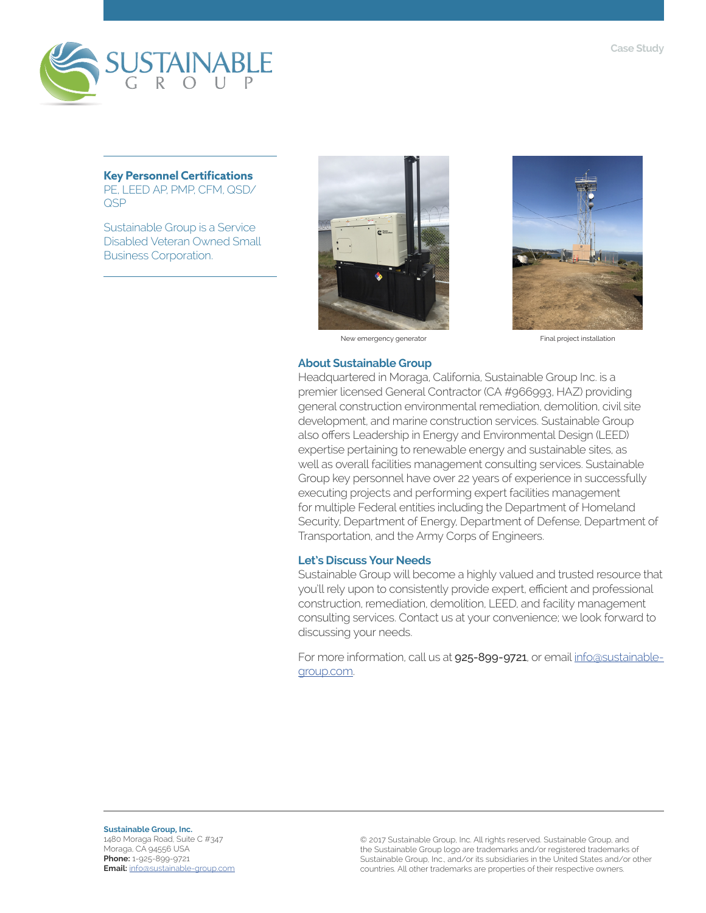### Key Personnel Certifications

PE, LEED AP, PMP, CFM, QSD/QSP

Sustainable Group is a Service Disabled Veteran Owned Small Business Corporation.

New emergency generator

Final project installation

### About Sustainable Group

Headquartered in Moraga, California, Sustainable Group Inc. is a premier licensed General Contractor (CA #966993, HAZ) providing general construction environmental remediation, demolition, civil site development, and marine construction services. Sustainable Group also offers Leadership in Energy and Environmental Design (LEED) expertise pertaining to renewable energy and sustainable sites, as well as overall facilities management consulting services. Sustainable Group key personnel have over 22 years of experience in successfully executing projects and performing expert facilities management for multiple Federal entities including the Department of Homeland Security, Department of Energy, Department of Defense, Department of Transportation, and the Army Corps of Engineers.

### Let's Discuss Your Needs

Sustainable Group will become a highly valued and trusted resource that you'll rely upon to consistently provide expert, efficient and professional construction, remediation, demolition, LEED, and facility management consulting services. Contact us at your convenience; we look forward to discussing your needs.

For more information, call us at 925-899-9721, or email info@sustainable-group.com.

**Sustainable Group, Inc.**
1480 Moraga Road, Suite C #347
Moraga, CA 94556 USA
**Phone:** 1-925-899-9721
**Email:** info@sustainable-group.com

© 2017 Sustainable Group, Inc. All rights reserved. Sustainable Group, and the Sustainable Group logo are trademarks and/or registered trademarks of Sustainable Group, Inc., and/or its subsidiaries in the United States and/or other countries. All other trademarks are properties of their respective owners.